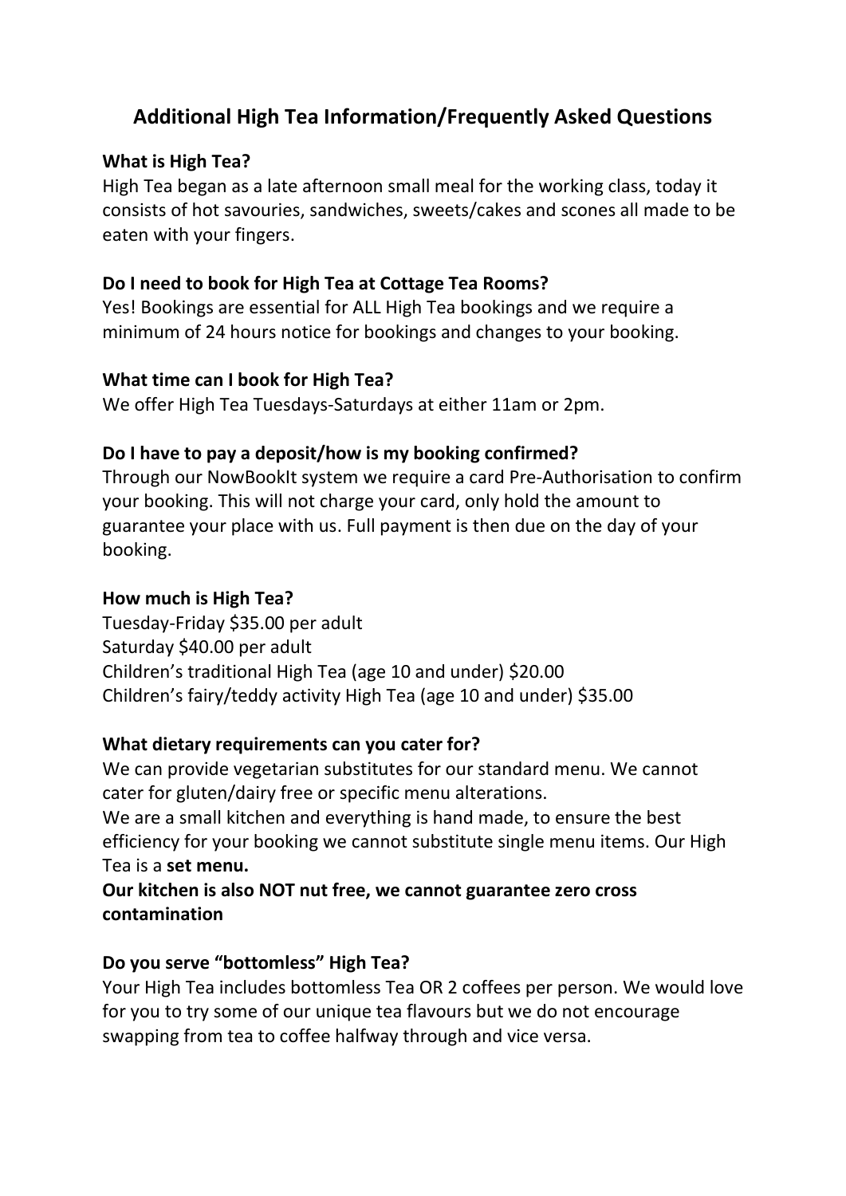# Additional High Tea Information/Frequently Asked Questions

**What is High Tea?**
High Tea began as a late afternoon small meal for the working class, today it consists of hot savouries, sandwiches, sweets/cakes and scones all made to be eaten with your fingers.

**Do I need to book for High Tea at Cottage Tea Rooms?**
Yes! Bookings are essential for ALL High Tea bookings and we require a minimum of 24 hours notice for bookings and changes to your booking.

**What time can I book for High Tea?**
We offer High Tea Tuesdays-Saturdays at either 11am or 2pm.

**Do I have to pay a deposit/how is my booking confirmed?**
Through our NowBookIt system we require a card Pre-Authorisation to confirm your booking. This will not charge your card, only hold the amount to guarantee your place with us. Full payment is then due on the day of your booking.

**How much is High Tea?**
Tuesday-Friday $35.00 per adult
Saturday $40.00 per adult
Children's traditional High Tea (age 10 and under) $20.00
Children's fairy/teddy activity High Tea (age 10 and under) $35.00

**What dietary requirements can you cater for?**
We can provide vegetarian substitutes for our standard menu. We cannot cater for gluten/dairy free or specific menu alterations.
We are a small kitchen and everything is hand made, to ensure the best efficiency for your booking we cannot substitute single menu items. Our High Tea is a **set menu.**
**Our kitchen is also NOT nut free, we cannot guarantee zero cross contamination**

**Do you serve "bottomless" High Tea?**
Your High Tea includes bottomless Tea OR 2 coffees per person. We would love for you to try some of our unique tea flavours but we do not encourage swapping from tea to coffee halfway through and vice versa.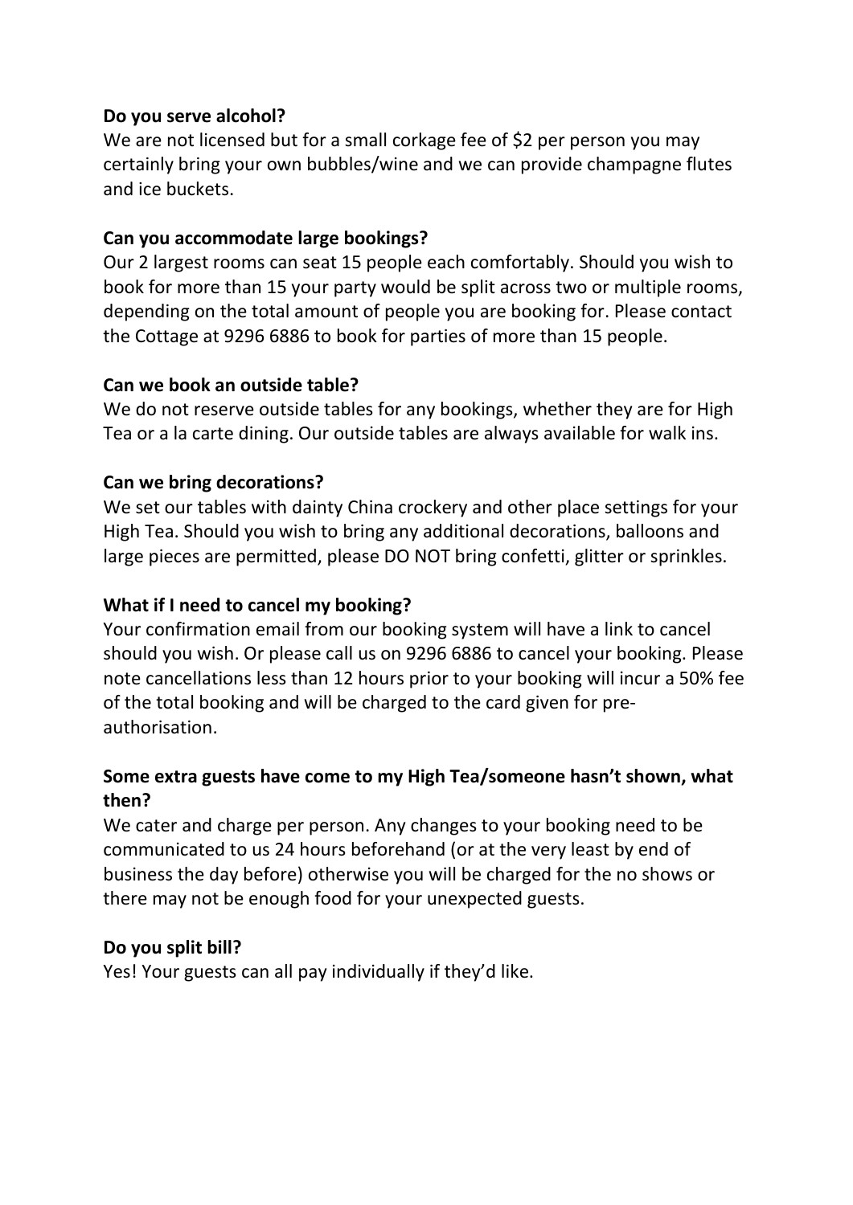**Do you serve alcohol?**
We are not licensed but for a small corkage fee of $2 per person you may certainly bring your own bubbles/wine and we can provide champagne flutes and ice buckets.

**Can you accommodate large bookings?**
Our 2 largest rooms can seat 15 people each comfortably. Should you wish to book for more than 15 your party would be split across two or multiple rooms, depending on the total amount of people you are booking for. Please contact the Cottage at 9296 6886 to book for parties of more than 15 people.

**Can we book an outside table?**
We do not reserve outside tables for any bookings, whether they are for High Tea or a la carte dining. Our outside tables are always available for walk ins.

**Can we bring decorations?**
We set our tables with dainty China crockery and other place settings for your High Tea. Should you wish to bring any additional decorations, balloons and large pieces are permitted, please DO NOT bring confetti, glitter or sprinkles.

**What if I need to cancel my booking?**
Your confirmation email from our booking system will have a link to cancel should you wish. Or please call us on 9296 6886 to cancel your booking. Please note cancellations less than 12 hours prior to your booking will incur a 50% fee of the total booking and will be charged to the card given for pre-authorisation.

**Some extra guests have come to my High Tea/someone hasn't shown, what then?**
We cater and charge per person. Any changes to your booking need to be communicated to us 24 hours beforehand (or at the very least by end of business the day before) otherwise you will be charged for the no shows or there may not be enough food for your unexpected guests.

**Do you split bill?**
Yes! Your guests can all pay individually if they'd like.